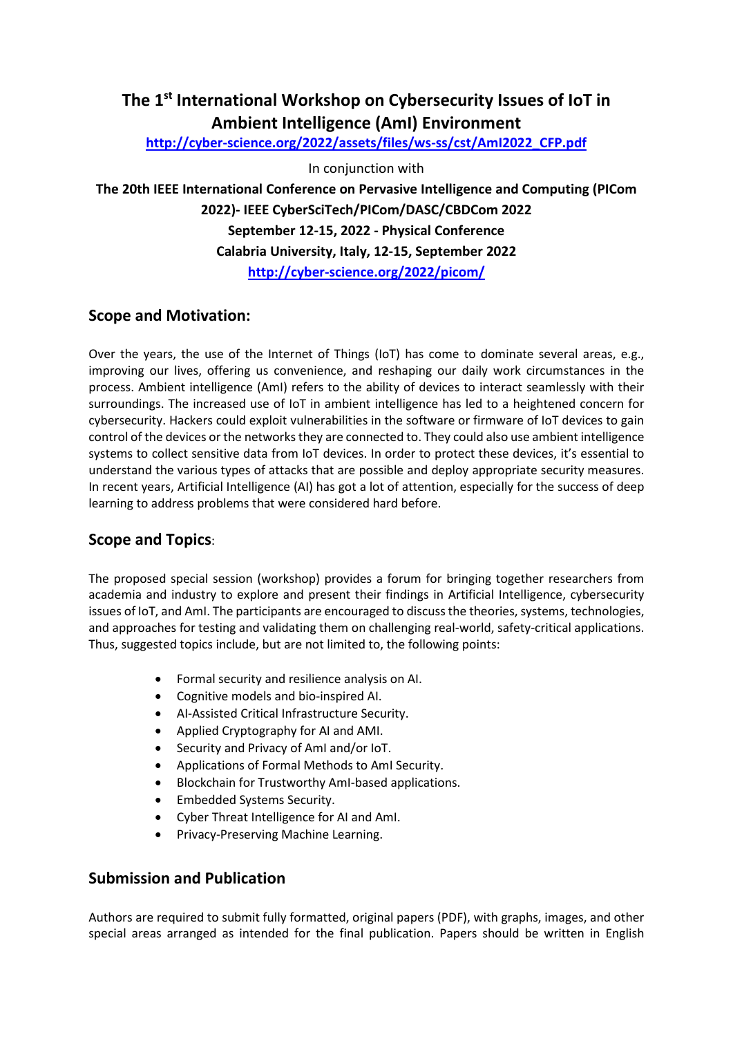# The 1st International Workshop on Cybersecurity Issues of IoT in Ambient Intelligence (AmI) Environment

[http://cyber-science.org/2022/assets/files/ws-ss/cst/AmI2022_CFP.pdf](http://cyber-science.org/2022/assets/files/ws-ss/cst/AmI2022_CFP.pdf)

In conjunction with

**The 20th IEEE International Conference on Pervasive Intelligence and Computing (PICom 2022)- IEEE CyberSciTech/PICom/DASC/CBDCom 2022**
**September 12-15, 2022 - Physical Conference**
**Calabria University, Italy, 12-15, September 2022**
[http://cyber-science.org/2022/picom/](http://cyber-science.org/2022/picom/)

## Scope and Motivation:

Over the years, the use of the Internet of Things (IoT) has come to dominate several areas, e.g., improving our lives, offering us convenience, and reshaping our daily work circumstances in the process. Ambient intelligence (AmI) refers to the ability of devices to interact seamlessly with their surroundings. The increased use of IoT in ambient intelligence has led to a heightened concern for cybersecurity. Hackers could exploit vulnerabilities in the software or firmware of IoT devices to gain control of the devices or the networks they are connected to. They could also use ambient intelligence systems to collect sensitive data from IoT devices. In order to protect these devices, it's essential to understand the various types of attacks that are possible and deploy appropriate security measures. In recent years, Artificial Intelligence (AI) has got a lot of attention, especially for the success of deep learning to address problems that were considered hard before.

## Scope and Topics:

The proposed special session (workshop) provides a forum for bringing together researchers from academia and industry to explore and present their findings in Artificial Intelligence, cybersecurity issues of IoT, and AmI. The participants are encouraged to discuss the theories, systems, technologies, and approaches for testing and validating them on challenging real-world, safety-critical applications. Thus, suggested topics include, but are not limited to, the following points:

- Formal security and resilience analysis on AI.
- Cognitive models and bio-inspired AI.
- AI-Assisted Critical Infrastructure Security.
- Applied Cryptography for AI and AMI.
- Security and Privacy of AmI and/or IoT.
- Applications of Formal Methods to AmI Security.
- Blockchain for Trustworthy AmI-based applications.
- Embedded Systems Security.
- Cyber Threat Intelligence for AI and AmI.
- Privacy-Preserving Machine Learning.

## Submission and Publication

Authors are required to submit fully formatted, original papers (PDF), with graphs, images, and other special areas arranged as intended for the final publication. Papers should be written in English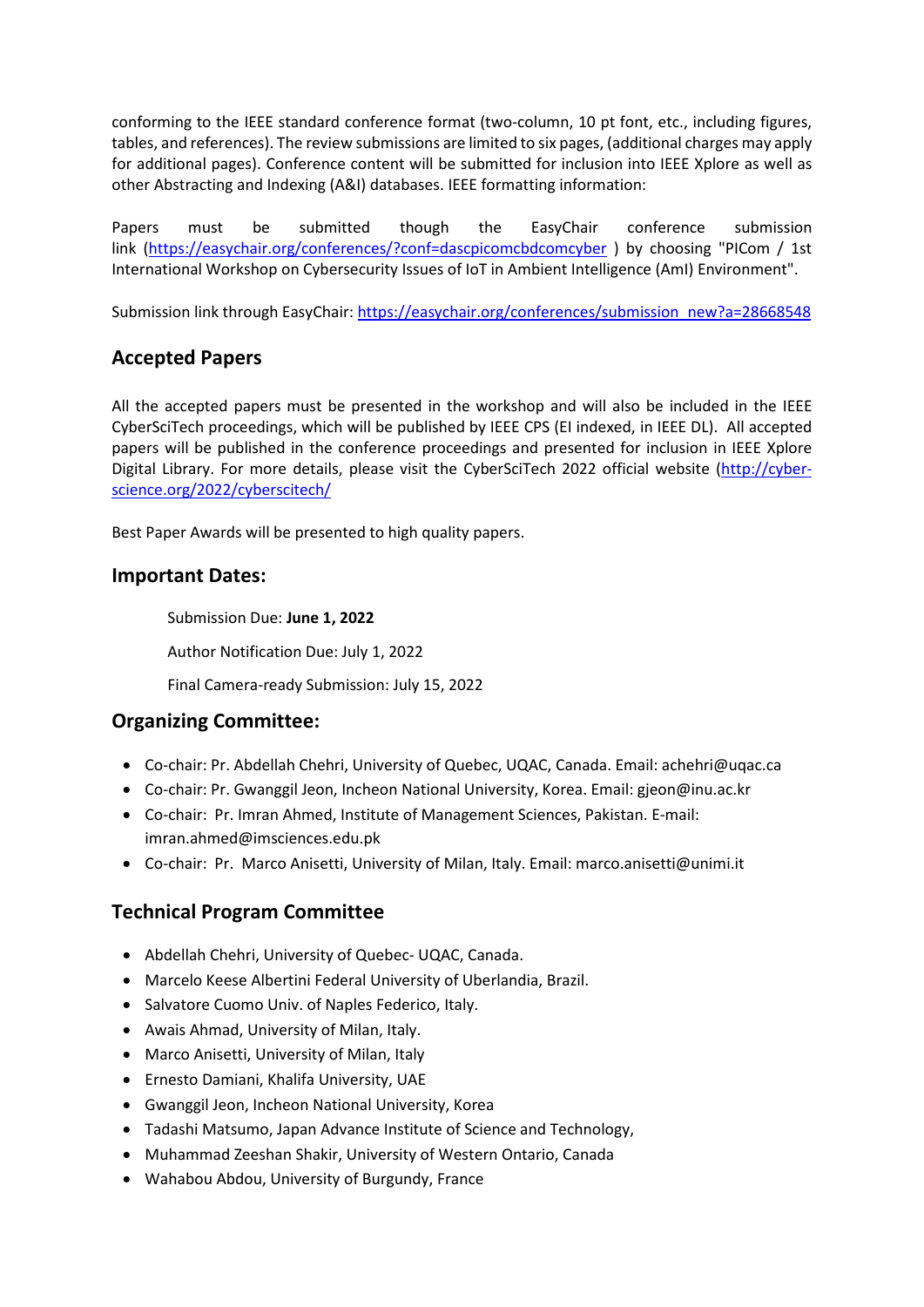conforming to the IEEE standard conference format (two-column, 10 pt font, etc., including figures, tables, and references). The review submissions are limited to six pages, (additional charges may apply for additional pages). Conference content will be submitted for inclusion into IEEE Xplore as well as other Abstracting and Indexing (A&I) databases. IEEE formatting information:

Papers must be submitted though the EasyChair conference submission link (https://easychair.org/conferences/?conf=dascpicomcbdcomcyber ) by choosing "PICom / 1st International Workshop on Cybersecurity Issues of IoT in Ambient Intelligence (AmI) Environment".

Submission link through EasyChair: https://easychair.org/conferences/submission_new?a=28668548

## Accepted Papers

All the accepted papers must be presented in the workshop and will also be included in the IEEE CyberSciTech proceedings, which will be published by IEEE CPS (EI indexed, in IEEE DL). All accepted papers will be published in the conference proceedings and presented for inclusion in IEEE Xplore Digital Library. For more details, please visit the CyberSciTech 2022 official website (http://cyber-science.org/2022/cyberscitech/

Best Paper Awards will be presented to high quality papers.

## Important Dates:

Submission Due: **June 1, 2022**

Author Notification Due: July 1, 2022

Final Camera-ready Submission: July 15, 2022

## Organizing Committee:

- Co-chair: Pr. Abdellah Chehri, University of Quebec, UQAC, Canada. Email: achehri@uqac.ca
- Co-chair: Pr. Gwanggil Jeon, Incheon National University, Korea. Email: gjeon@inu.ac.kr
- Co-chair: Pr. Imran Ahmed, Institute of Management Sciences, Pakistan. E-mail: imran.ahmed@imsciences.edu.pk
- Co-chair: Pr. Marco Anisetti, University of Milan, Italy. Email: marco.anisetti@unimi.it

## Technical Program Committee

- Abdellah Chehri, University of Quebec- UQAC, Canada.
- Marcelo Keese Albertini Federal University of Uberlandia, Brazil.
- Salvatore Cuomo Univ. of Naples Federico, Italy.
- Awais Ahmad, University of Milan, Italy.
- Marco Anisetti, University of Milan, Italy
- Ernesto Damiani, Khalifa University, UAE
- Gwanggil Jeon, Incheon National University, Korea
- Tadashi Matsumo, Japan Advance Institute of Science and Technology,
- Muhammad Zeeshan Shakir, University of Western Ontario, Canada
- Wahabou Abdou, University of Burgundy, France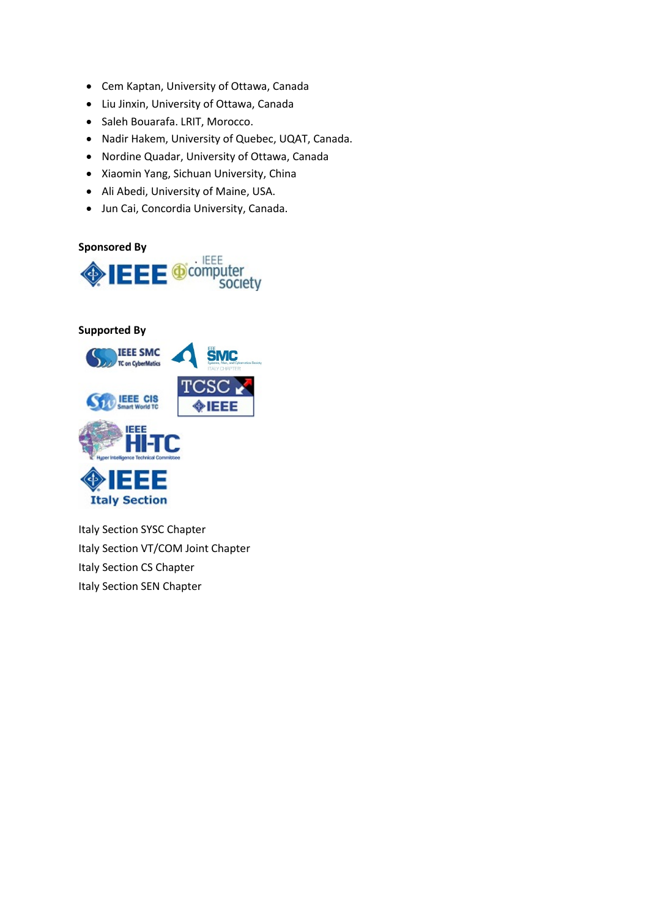- Cem Kaptan, University of Ottawa, Canada
- Liu Jinxin, University of Ottawa, Canada
- Saleh Bouarafa. LRIT, Morocco.
- Nadir Hakem, University of Quebec, UQAT, Canada.
- Nordine Quadar, University of Ottawa, Canada
- Xiaomin Yang, Sichuan University, China
- Ali Abedi, University of Maine, USA.
- Jun Cai, Concordia University, Canada.

**Sponsored By**

**Supported By**

Italy Section SYSC Chapter

Italy Section VT/COM Joint Chapter

Italy Section CS Chapter

Italy Section SEN Chapter